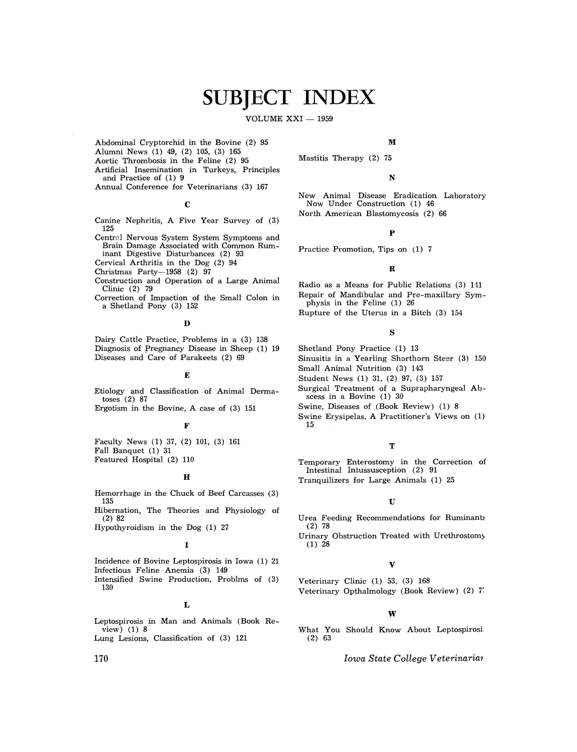# SUBJECT INDEX

VOLUME XXI — 1959

Abdominal Cryptorchid in the Bovine (2) 95
Alumni News (1) 49, (2) 105, (3) 165
Aortic Thrombosis in the Feline (2) 95
Artificial Insemination in Turkeys, Principles and Practice of (1) 9
Annual Conference for Veterinarians (3) 167

### C

Canine Nephritis, A Five Year Survey of (3) 125
Central Nervous System System Symptoms and Brain Damage Associated with Common Ruminant Digestive Disturbances (2) 93
Cervical Arthritis in the Dog (2) 94
Christmas Party—1958 (2) 97
Construction and Operation of a Large Animal Clinic (2) 79
Correction of Impaction of the Small Colon in a Shetland Pony (3) 152

### D

Dairy Cattle Practice, Problems in a (3) 138
Diagnosis of Pregnancy Disease in Sheep (1) 19
Diseases and Care of Parakeets (2) 69

### E

Etiology and Classification of Animal Dermatoses (2) 87
Ergotism in the Bovine, A case of (3) 151

### F

Faculty News (1) 37, (2) 101, (3) 161
Fall Banquet (1) 31
Featured Hospital (2) 110

### H

Hemorrhage in the Chuck of Beef Carcasses (3) 135
Hibernation, The Theories and Physiology of (2) 82
Hypothyroidism in the Dog (1) 27

### I

Incidence of Bovine Leptospirosis in Iowa (1) 21
Infectious Feline Anemia (3) 149
Intensified Swine Production, Problms of (3) 130

### L

Leptospirosis in Man and Animals (Book Review) (1) 8
Lung Lesions, Classification of (3) 121

### M

Mastitis Therapy (2) 75

### N

New Animal Disease Eradication Laboratory Now Under Construction (1) 46
North American Blastomycosis (2) 66

### P

Practice Promotion, Tips on (1) 7

### R

Radio as a Means for Public Relations (3) 141
Repair of Mandibular and Pre-maxillary Symphysis in the Feline (1) 26
Rupture of the Uterus in a Bitch (3) 154

### S

Shetland Pony Practice (1) 13
Sinusitis in a Yearling Shorthorn Steer (3) 150
Small Animal Nutrition (3) 143
Student News (1) 31, (2) 97, (3) 157
Surgical Treatment of a Suprapharyngeal Abscess in a Bovine (1) 30
Swine, Diseases of (Book Review) (1) 8
Swine Erysipelas, A Practitioner's Views on (1) 15

### T

Temporary Enterostomy in the Correction of Intestinal Intussusception (2) 91
Tranquilizers for Large Animals (1) 25

### U

Urea Feeding Recommendations for Ruminants (2) 78
Urinary Obstruction Treated with Urethrostomy (1) 28

### V

Veterinary Clinic (1) 53, (3) 168
Veterinary Opthalmology (Book Review) (2) 77

### W

What You Should Know About Leptospirosis (2) 63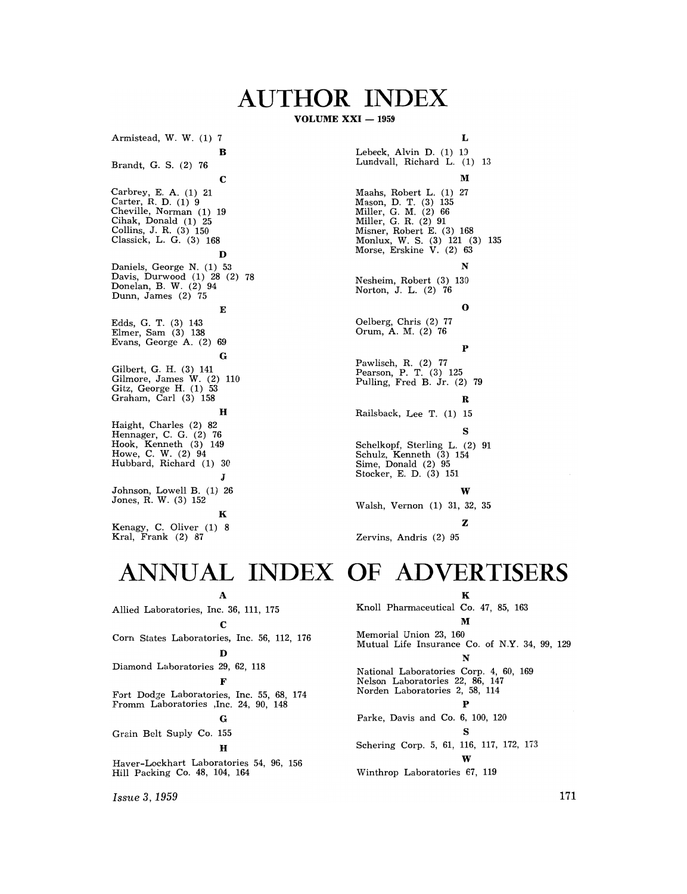# AUTHOR INDEX

**VOLUME XXI — 1959**

Armistead, W. W. (1) 7

**B**

Brandt, G. S. (2) 76

**C**

Carbrey, E. A. (1) 21
Carter, R. D. (1) 9
Cheville, Norman (1) 19
Cihak, Donald (1) 25
Collins, J. R. (3) 150
Classick, L. G. (3) 168

**D**

Daniels, George N. (1) 53
Davis, Durwood (1) 28 (2) 78
Donelan, B. W. (2) 94
Dunn, James (2) 75

**E**

Edds, G. T. (3) 143
Elmer, Sam (3) 138
Evans, George A. (2) 69

**G**

Gilbert, G. H. (3) 141
Gilmore, James W. (2) 110
Gitz, George H. (1) 53
Graham, Carl (3) 158

**H**

Haight, Charles (2) 82
Hennager, C. G. (2) 76
Hook, Kenneth (3) 149
Howe, C. W. (2) 94
Hubbard, Richard (1) 30

**J**

Johnson, Lowell B. (1) 26
Jones, R. W. (3) 152

**K**

Kenagy, C. Oliver (1) 8
Kral, Frank (2) 87

**L**

Lebeck, Alvin D. (1) 10
Lundvall, Richard L. (1) 13

**M**

Maahs, Robert L. (1) 27
Mason, D. T. (3) 135
Miller, G. M. (2) 66
Miller, G. R. (2) 91
Misner, Robert E. (3) 168
Monlux, W. S. (3) 121 (3) 135
Morse, Erskine V. (2) 63

**N**

Nesheim, Robert (3) 130
Norton, J. L. (2) 76

**O**

Oelberg, Chris (2) 77
Orum, A. M. (2) 76

**P**

Pawlisch, R. (2) 77
Pearson, P. T. (3) 125
Pulling, Fred B. Jr. (2) 79

**R**

Railsback, Lee T. (1) 15

**S**

Schelkopf, Sterling L. (2) 91
Schulz, Kenneth (3) 154
Sime, Donald (2) 95
Stocker, E. D. (3) 151

**W**

Walsh, Vernon (1) 31, 32, 35

**Z**

Zervins, Andris (2) 95

# ANNUAL INDEX OF ADVERTISERS

**A**

Allied Laboratories, Inc. 36, 111, 175

**C**

Corn States Laboratories, Inc. 56, 112, 176

**D**

Diamond Laboratories 29, 62, 118

**F**

Fort Dodge Laboratories, Inc. 55, 68, 174
Fromm Laboratories ,Inc. 24, 90, 148

**G**

Grain Belt Suply Co. 155

**H**

Haver-Lockhart Laboratories 54, 96, 156
Hill Packing Co. 48, 104, 164

**K**

Knoll Pharmaceutical Co. 47, 85, 163

**M**

Memorial Union 23, 160
Mutual Life Insurance Co. of N.Y. 34, 99, 129

**N**

National Laboratories Corp. 4, 60, 169
Nelson Laboratories 22, 86, 147
Norden Laboratories 2, 58, 114

**P**

Parke, Davis and Co. 6, 100, 120

**S**

Schering Corp. 5, 61, 116, 117, 172, 173

**W**

Winthrop Laboratories 67, 119